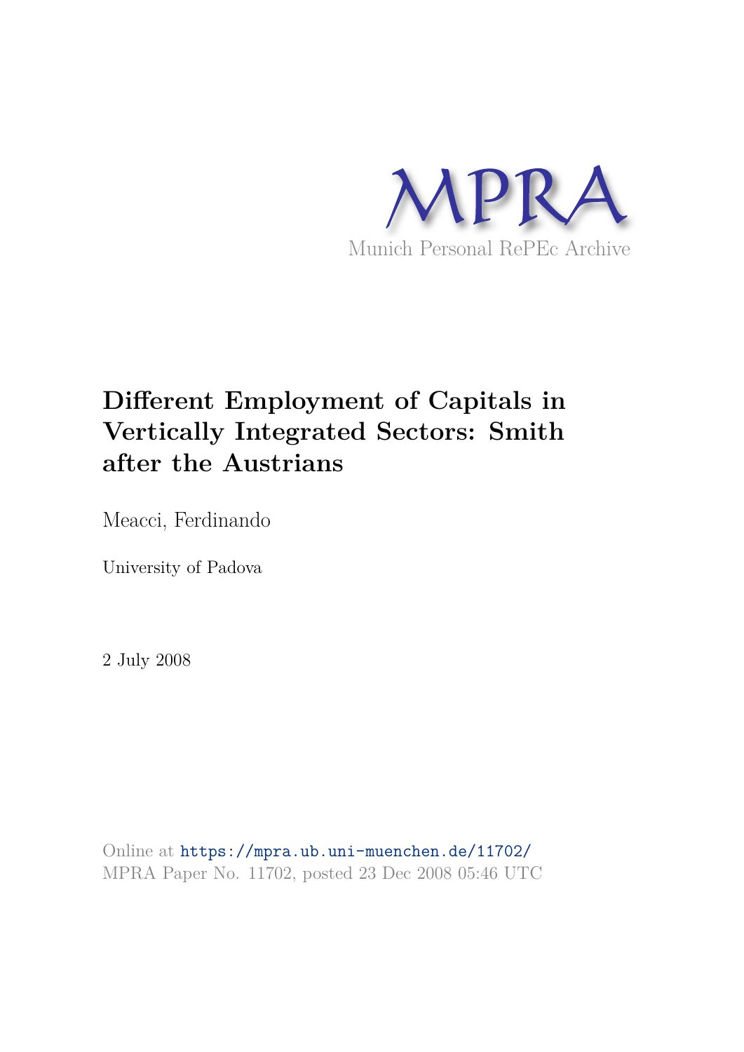MPRA

Munich Personal RePEc Archive

# Different Employment of Capitals in Vertically Integrated Sectors: Smith after the Austrians

Meacci, Ferdinando

University of Padova

2 July 2008

Online at https://mpra.ub.uni-muenchen.de/11702/
MPRA Paper No. 11702, posted 23 Dec 2008 05:46 UTC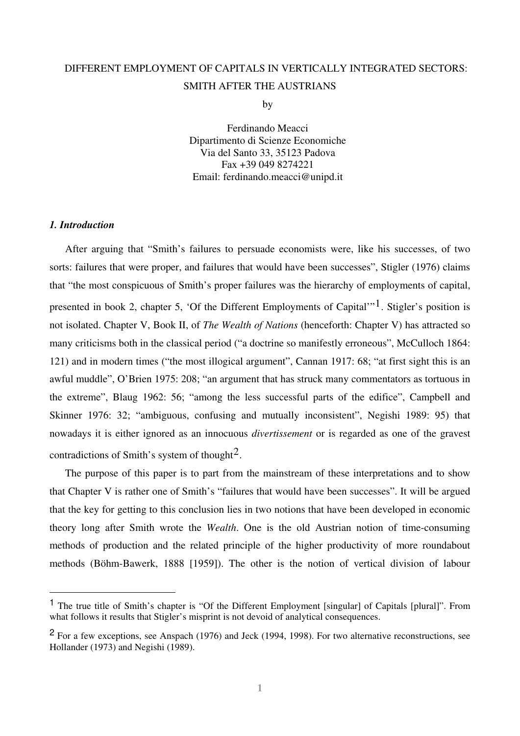DIFFERENT EMPLOYMENT OF CAPITALS IN VERTICALLY INTEGRATED SECTORS: SMITH AFTER THE AUSTRIANS

by

Ferdinando Meacci
Dipartimento di Scienze Economiche
Via del Santo 33, 35123 Padova
Fax +39 049 8274221
Email: ferdinando.meacci@unipd.it

### *1. Introduction*

After arguing that "Smith's failures to persuade economists were, like his successes, of two sorts: failures that were proper, and failures that would have been successes", Stigler (1976) claims that "the most conspicuous of Smith's proper failures was the hierarchy of employments of capital, presented in book 2, chapter 5, 'Of the Different Employments of Capital'"[1]. Stigler's position is not isolated. Chapter V, Book II, of *The Wealth of Nations* (henceforth: Chapter V) has attracted so many criticisms both in the classical period ("a doctrine so manifestly erroneous", McCulloch 1864: 121) and in modern times ("the most illogical argument", Cannan 1917: 68; "at first sight this is an awful muddle", O'Brien 1975: 208; "an argument that has struck many commentators as tortuous in the extreme", Blaug 1962: 56; "among the less successful parts of the edifice", Campbell and Skinner 1976: 32; "ambiguous, confusing and mutually inconsistent", Negishi 1989: 95) that nowadays it is either ignored as an innocuous *divertissement* or is regarded as one of the gravest contradictions of Smith's system of thought[2].

The purpose of this paper is to part from the mainstream of these interpretations and to show that Chapter V is rather one of Smith's "failures that would have been successes". It will be argued that the key for getting to this conclusion lies in two notions that have been developed in economic theory long after Smith wrote the *Wealth*. One is the old Austrian notion of time-consuming methods of production and the related principle of the higher productivity of more roundabout methods (Böhm-Bawerk, 1888 [1959]). The other is the notion of vertical division of labour

---

[1] The true title of Smith's chapter is "Of the Different Employment [singular] of Capitals [plural]". From what follows it results that Stigler's misprint is not devoid of analytical consequences.

[2] For a few exceptions, see Anspach (1976) and Jeck (1994, 1998). For two alternative reconstructions, see Hollander (1973) and Negishi (1989).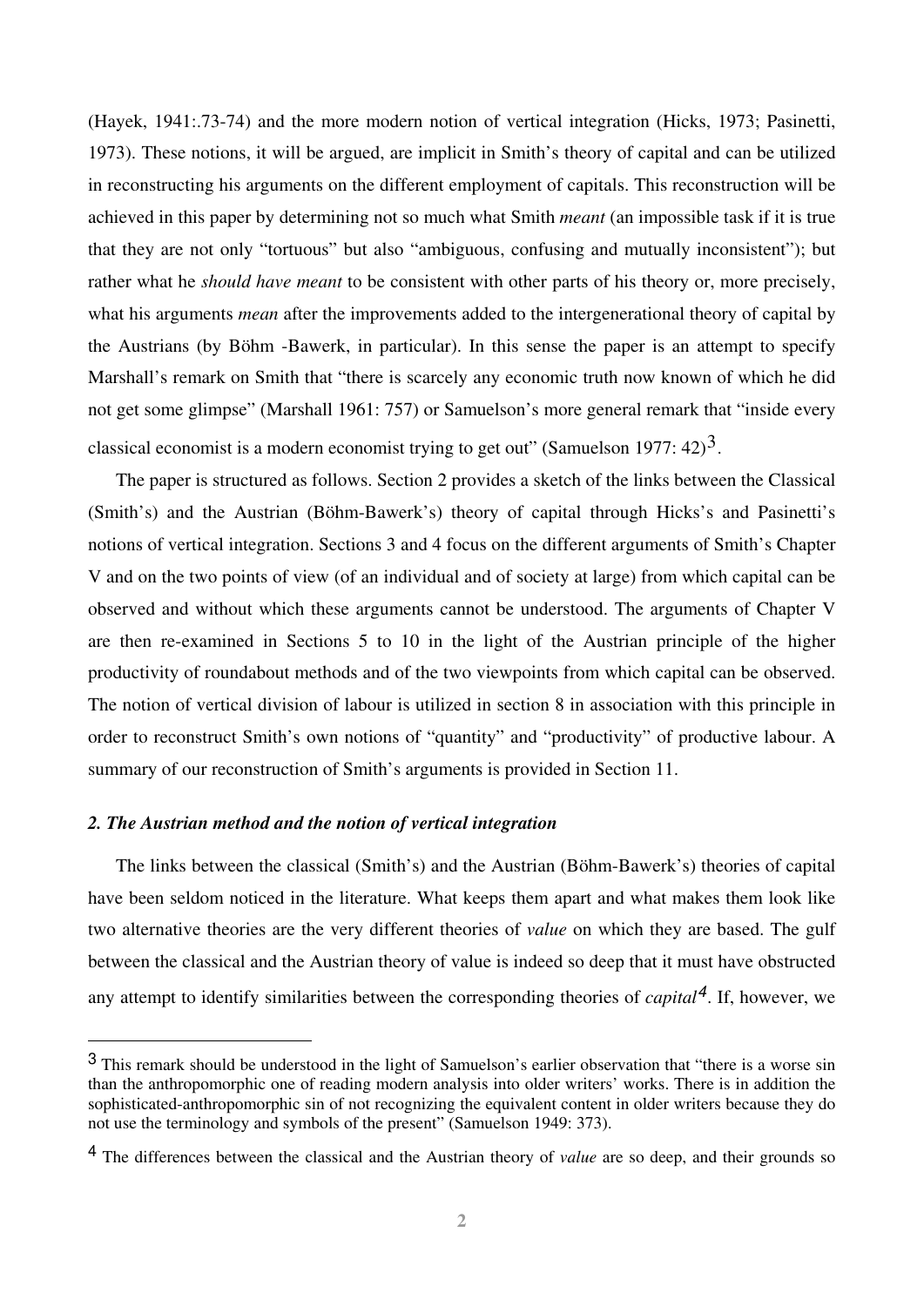(Hayek, 1941:.73-74) and the more modern notion of vertical integration (Hicks, 1973; Pasinetti, 1973). These notions, it will be argued, are implicit in Smith's theory of capital and can be utilized in reconstructing his arguments on the different employment of capitals. This reconstruction will be achieved in this paper by determining not so much what Smith *meant* (an impossible task if it is true that they are not only "tortuous" but also "ambiguous, confusing and mutually inconsistent"); but rather what he *should have meant* to be consistent with other parts of his theory or, more precisely, what his arguments *mean* after the improvements added to the intergenerational theory of capital by the Austrians (by Böhm -Bawerk, in particular). In this sense the paper is an attempt to specify Marshall's remark on Smith that "there is scarcely any economic truth now known of which he did not get some glimpse" (Marshall 1961: 757) or Samuelson's more general remark that "inside every classical economist is a modern economist trying to get out" (Samuelson 1977: 42)[3].

The paper is structured as follows. Section 2 provides a sketch of the links between the Classical (Smith's) and the Austrian (Böhm-Bawerk's) theory of capital through Hicks's and Pasinetti's notions of vertical integration. Sections 3 and 4 focus on the different arguments of Smith's Chapter V and on the two points of view (of an individual and of society at large) from which capital can be observed and without which these arguments cannot be understood. The arguments of Chapter V are then re-examined in Sections 5 to 10 in the light of the Austrian principle of the higher productivity of roundabout methods and of the two viewpoints from which capital can be observed. The notion of vertical division of labour is utilized in section 8 in association with this principle in order to reconstruct Smith's own notions of "quantity" and "productivity" of productive labour. A summary of our reconstruction of Smith's arguments is provided in Section 11.

## *2. The Austrian method and the notion of vertical integration*

The links between the classical (Smith's) and the Austrian (Böhm-Bawerk's) theories of capital have been seldom noticed in the literature. What keeps them apart and what makes them look like two alternative theories are the very different theories of *value* on which they are based. The gulf between the classical and the Austrian theory of value is indeed so deep that it must have obstructed any attempt to identify similarities between the corresponding theories of *capital*[4]. If, however, we

---

[3] This remark should be understood in the light of Samuelson's earlier observation that "there is a worse sin than the anthropomorphic one of reading modern analysis into older writers' works. There is in addition the sophisticated-anthropomorphic sin of not recognizing the equivalent content in older writers because they do not use the terminology and symbols of the present" (Samuelson 1949: 373).

[4] The differences between the classical and the Austrian theory of *value* are so deep, and their grounds so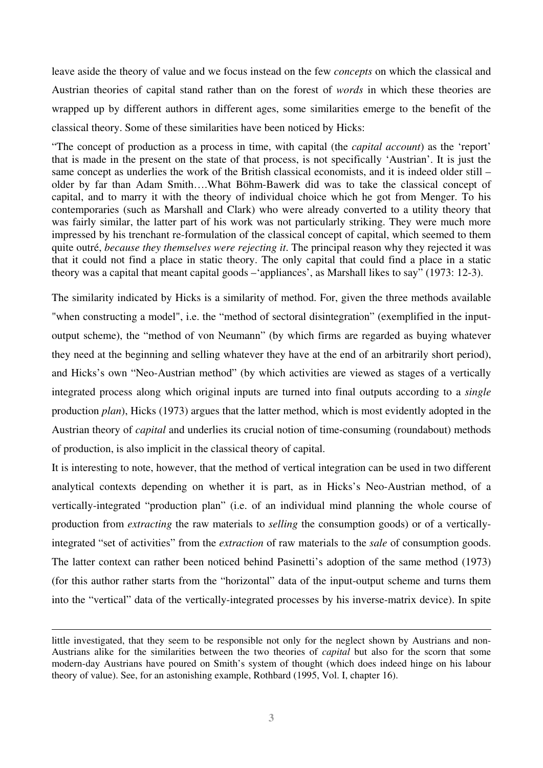leave aside the theory of value and we focus instead on the few *concepts* on which the classical and Austrian theories of capital stand rather than on the forest of *words* in which these theories are wrapped up by different authors in different ages, some similarities emerge to the benefit of the classical theory. Some of these similarities have been noticed by Hicks:

> "The concept of production as a process in time, with capital (the *capital account*) as the 'report' that is made in the present on the state of that process, is not specifically 'Austrian'. It is just the same concept as underlies the work of the British classical economists, and it is indeed older still – older by far than Adam Smith….What Böhm-Bawerk did was to take the classical concept of capital, and to marry it with the theory of individual choice which he got from Menger. To his contemporaries (such as Marshall and Clark) who were already converted to a utility theory that was fairly similar, the latter part of his work was not particularly striking. They were much more impressed by his trenchant re-formulation of the classical concept of capital, which seemed to them quite outré, *because they themselves were rejecting it*. The principal reason why they rejected it was that it could not find a place in static theory. The only capital that could find a place in a static theory was a capital that meant capital goods –'appliances', as Marshall likes to say" (1973: 12-3).

The similarity indicated by Hicks is a similarity of method. For, given the three methods available "when constructing a model", i.e. the "method of sectoral disintegration" (exemplified in the input-output scheme), the "method of von Neumann" (by which firms are regarded as buying whatever they need at the beginning and selling whatever they have at the end of an arbitrarily short period), and Hicks's own "Neo-Austrian method" (by which activities are viewed as stages of a vertically integrated process along which original inputs are turned into final outputs according to a *single* production *plan*), Hicks (1973) argues that the latter method, which is most evidently adopted in the Austrian theory of *capital* and underlies its crucial notion of time-consuming (roundabout) methods of production, is also implicit in the classical theory of capital.

It is interesting to note, however, that the method of vertical integration can be used in two different analytical contexts depending on whether it is part, as in Hicks's Neo-Austrian method, of a vertically-integrated "production plan" (i.e. of an individual mind planning the whole course of production from *extracting* the raw materials to *selling* the consumption goods) or of a vertically-integrated "set of activities" from the *extraction* of raw materials to the *sale* of consumption goods. The latter context can rather been noticed behind Pasinetti's adoption of the same method (1973) (for this author rather starts from the "horizontal" data of the input-output scheme and turns them into the "vertical" data of the vertically-integrated processes by his inverse-matrix device). In spite

---

little investigated, that they seem to be responsible not only for the neglect shown by Austrians and non-Austrians alike for the similarities between the two theories of *capital* but also for the scorn that some modern-day Austrians have poured on Smith's system of thought (which does indeed hinge on his labour theory of value). See, for an astonishing example, Rothbard (1995, Vol. I, chapter 16).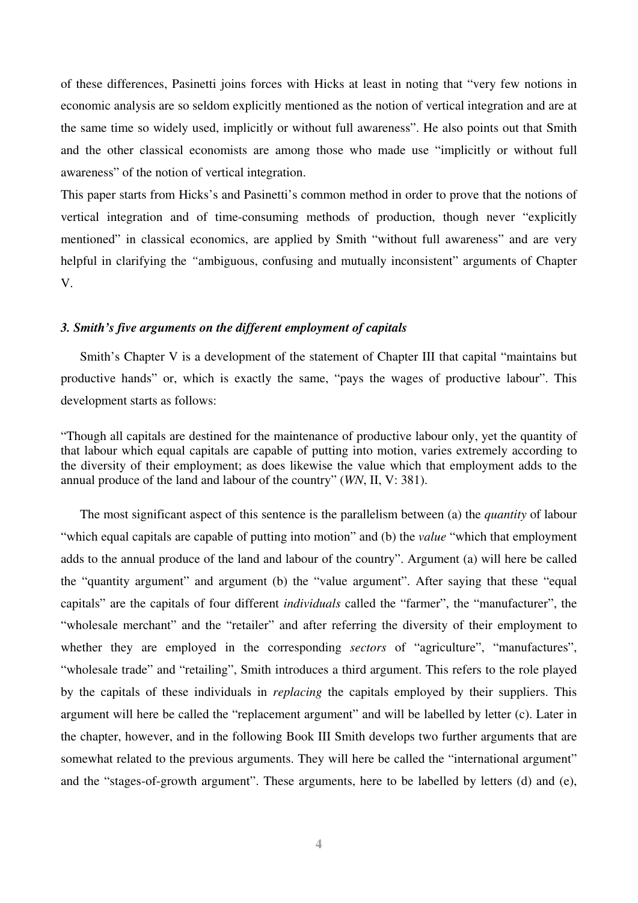of these differences, Pasinetti joins forces with Hicks at least in noting that "very few notions in economic analysis are so seldom explicitly mentioned as the notion of vertical integration and are at the same time so widely used, implicitly or without full awareness". He also points out that Smith and the other classical economists are among those who made use "implicitly or without full awareness" of the notion of vertical integration.

This paper starts from Hicks's and Pasinetti's common method in order to prove that the notions of vertical integration and of time-consuming methods of production, though never "explicitly mentioned" in classical economics, are applied by Smith "without full awareness" and are very helpful in clarifying the "ambiguous, confusing and mutually inconsistent" arguments of Chapter V.

### *3. Smith's five arguments on the different employment of capitals*

Smith's Chapter V is a development of the statement of Chapter III that capital "maintains but productive hands" or, which is exactly the same, "pays the wages of productive labour". This development starts as follows:

> "Though all capitals are destined for the maintenance of productive labour only, yet the quantity of that labour which equal capitals are capable of putting into motion, varies extremely according to the diversity of their employment; as does likewise the value which that employment adds to the annual produce of the land and labour of the country" (*WN*, II, V: 381).

The most significant aspect of this sentence is the parallelism between (a) the *quantity* of labour "which equal capitals are capable of putting into motion" and (b) the *value* "which that employment adds to the annual produce of the land and labour of the country". Argument (a) will here be called the "quantity argument" and argument (b) the "value argument". After saying that these "equal capitals" are the capitals of four different *individuals* called the "farmer", the "manufacturer", the "wholesale merchant" and the "retailer" and after referring the diversity of their employment to whether they are employed in the corresponding *sectors* of "agriculture", "manufactures", "wholesale trade" and "retailing", Smith introduces a third argument. This refers to the role played by the capitals of these individuals in *replacing* the capitals employed by their suppliers. This argument will here be called the "replacement argument" and will be labelled by letter (c). Later in the chapter, however, and in the following Book III Smith develops two further arguments that are somewhat related to the previous arguments. They will here be called the "international argument" and the "stages-of-growth argument". These arguments, here to be labelled by letters (d) and (e),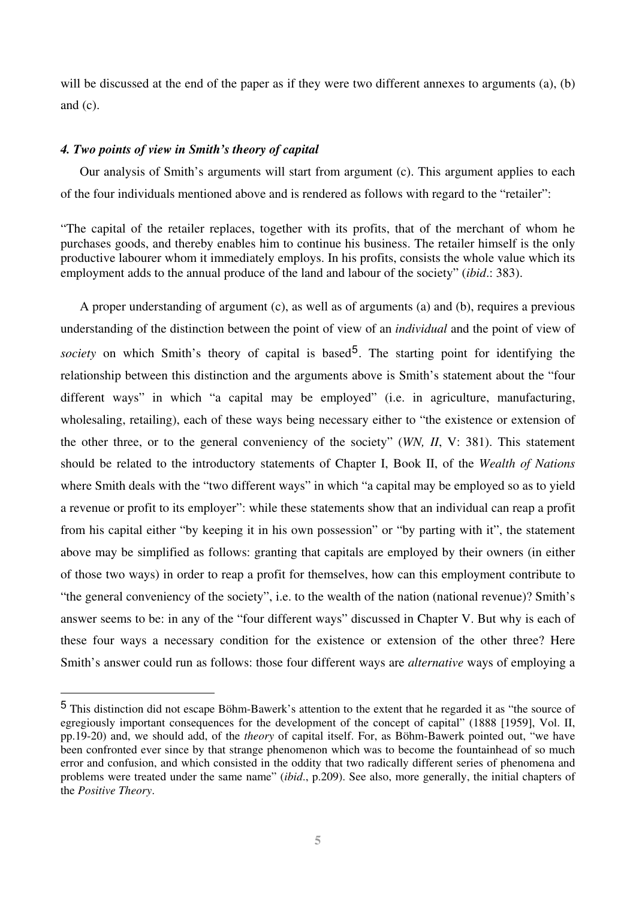will be discussed at the end of the paper as if they were two different annexes to arguments (a), (b) and (c).

### *4. Two points of view in Smith's theory of capital*

Our analysis of Smith's arguments will start from argument (c). This argument applies to each of the four individuals mentioned above and is rendered as follows with regard to the "retailer":

"The capital of the retailer replaces, together with its profits, that of the merchant of whom he purchases goods, and thereby enables him to continue his business. The retailer himself is the only productive labourer whom it immediately employs. In his profits, consists the whole value which its employment adds to the annual produce of the land and labour of the society" (*ibid*.: 383).

A proper understanding of argument (c), as well as of arguments (a) and (b), requires a previous understanding of the distinction between the point of view of an *individual* and the point of view of *society* on which Smith's theory of capital is based[5]. The starting point for identifying the relationship between this distinction and the arguments above is Smith's statement about the "four different ways" in which "a capital may be employed" (i.e. in agriculture, manufacturing, wholesaling, retailing), each of these ways being necessary either to "the existence or extension of the other three, or to the general conveniency of the society" (*WN, II*, V: 381). This statement should be related to the introductory statements of Chapter I, Book II, of the *Wealth of Nations* where Smith deals with the "two different ways" in which "a capital may be employed so as to yield a revenue or profit to its employer": while these statements show that an individual can reap a profit from his capital either "by keeping it in his own possession" or "by parting with it", the statement above may be simplified as follows: granting that capitals are employed by their owners (in either of those two ways) in order to reap a profit for themselves, how can this employment contribute to "the general conveniency of the society", i.e. to the wealth of the nation (national revenue)? Smith's answer seems to be: in any of the "four different ways" discussed in Chapter V. But why is each of these four ways a necessary condition for the existence or extension of the other three? Here Smith's answer could run as follows: those four different ways are *alternative* ways of employing a

---

[5] This distinction did not escape Böhm-Bawerk's attention to the extent that he regarded it as "the source of egregiously important consequences for the development of the concept of capital" (1888 [1959], Vol. II, pp.19-20) and, we should add, of the *theory* of capital itself. For, as Böhm-Bawerk pointed out, "we have been confronted ever since by that strange phenomenon which was to become the fountainhead of so much error and confusion, and which consisted in the oddity that two radically different series of phenomena and problems were treated under the same name" (*ibid*., p.209). See also, more generally, the initial chapters of the *Positive Theory*.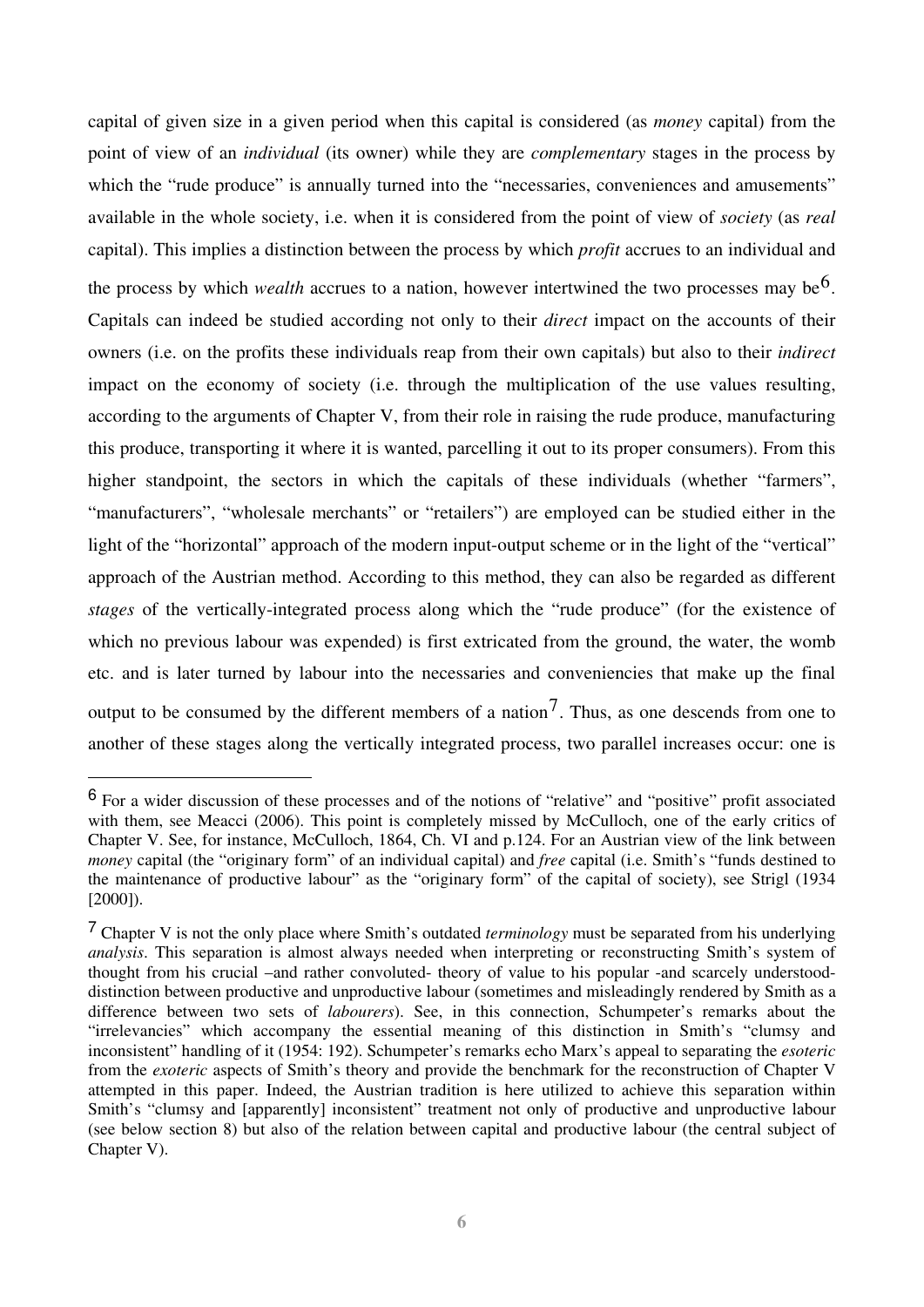capital of given size in a given period when this capital is considered (as *money* capital) from the point of view of an *individual* (its owner) while they are *complementary* stages in the process by which the "rude produce" is annually turned into the "necessaries, conveniences and amusements" available in the whole society, i.e. when it is considered from the point of view of *society* (as *real* capital). This implies a distinction between the process by which *profit* accrues to an individual and the process by which *wealth* accrues to a nation, however intertwined the two processes may be[6]. Capitals can indeed be studied according not only to their *direct* impact on the accounts of their owners (i.e. on the profits these individuals reap from their own capitals) but also to their *indirect* impact on the economy of society (i.e. through the multiplication of the use values resulting, according to the arguments of Chapter V, from their role in raising the rude produce, manufacturing this produce, transporting it where it is wanted, parcelling it out to its proper consumers). From this higher standpoint, the sectors in which the capitals of these individuals (whether "farmers", "manufacturers", "wholesale merchants" or "retailers") are employed can be studied either in the light of the "horizontal" approach of the modern input-output scheme or in the light of the "vertical" approach of the Austrian method. According to this method, they can also be regarded as different *stages* of the vertically-integrated process along which the "rude produce" (for the existence of which no previous labour was expended) is first extricated from the ground, the water, the womb etc. and is later turned by labour into the necessaries and conveniencies that make up the final output to be consumed by the different members of a nation[7]. Thus, as one descends from one to another of these stages along the vertically integrated process, two parallel increases occur: one is

---

[6] For a wider discussion of these processes and of the notions of "relative" and "positive" profit associated with them, see Meacci (2006). This point is completely missed by McCulloch, one of the early critics of Chapter V. See, for instance, McCulloch, 1864, Ch. VI and p.124. For an Austrian view of the link between *money* capital (the "originary form" of an individual capital) and *free* capital (i.e. Smith's "funds destined to the maintenance of productive labour" as the "originary form" of the capital of society), see Strigl (1934 [2000]).

[7] Chapter V is not the only place where Smith's outdated *terminology* must be separated from his underlying *analysis*. This separation is almost always needed when interpreting or reconstructing Smith's system of thought from his crucial –and rather convoluted- theory of value to his popular -and scarcely understood- distinction between productive and unproductive labour (sometimes and misleadingly rendered by Smith as a difference between two sets of *labourers*). See, in this connection, Schumpeter's remarks about the "irrelevancies" which accompany the essential meaning of this distinction in Smith's "clumsy and inconsistent" handling of it (1954: 192). Schumpeter's remarks echo Marx's appeal to separating the *esoteric* from the *exoteric* aspects of Smith's theory and provide the benchmark for the reconstruction of Chapter V attempted in this paper. Indeed, the Austrian tradition is here utilized to achieve this separation within Smith's "clumsy and [apparently] inconsistent" treatment not only of productive and unproductive labour (see below section 8) but also of the relation between capital and productive labour (the central subject of Chapter V).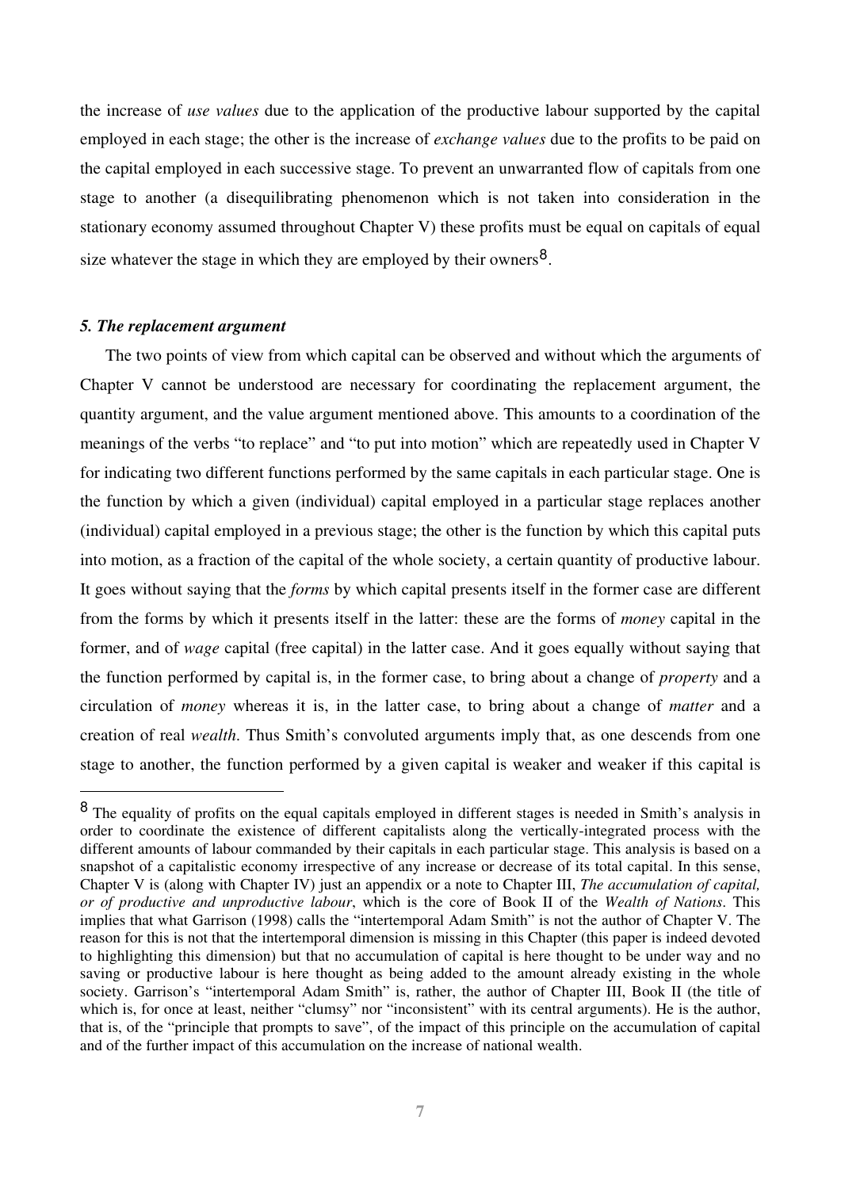the increase of *use values* due to the application of the productive labour supported by the capital employed in each stage; the other is the increase of *exchange values* due to the profits to be paid on the capital employed in each successive stage. To prevent an unwarranted flow of capitals from one stage to another (a disequilibrating phenomenon which is not taken into consideration in the stationary economy assumed throughout Chapter V) these profits must be equal on capitals of equal size whatever the stage in which they are employed by their owners[8].

### *5. The replacement argument*

The two points of view from which capital can be observed and without which the arguments of Chapter V cannot be understood are necessary for coordinating the replacement argument, the quantity argument, and the value argument mentioned above. This amounts to a coordination of the meanings of the verbs "to replace" and "to put into motion" which are repeatedly used in Chapter V for indicating two different functions performed by the same capitals in each particular stage. One is the function by which a given (individual) capital employed in a particular stage replaces another (individual) capital employed in a previous stage; the other is the function by which this capital puts into motion, as a fraction of the capital of the whole society, a certain quantity of productive labour. It goes without saying that the *forms* by which capital presents itself in the former case are different from the forms by which it presents itself in the latter: these are the forms of *money* capital in the former, and of *wage* capital (free capital) in the latter case. And it goes equally without saying that the function performed by capital is, in the former case, to bring about a change of *property* and a circulation of *money* whereas it is, in the latter case, to bring about a change of *matter* and a creation of real *wealth*. Thus Smith's convoluted arguments imply that, as one descends from one stage to another, the function performed by a given capital is weaker and weaker if this capital is

---

[8] The equality of profits on the equal capitals employed in different stages is needed in Smith's analysis in order to coordinate the existence of different capitalists along the vertically-integrated process with the different amounts of labour commanded by their capitals in each particular stage. This analysis is based on a snapshot of a capitalistic economy irrespective of any increase or decrease of its total capital. In this sense, Chapter V is (along with Chapter IV) just an appendix or a note to Chapter III, *The accumulation of capital, or of productive and unproductive labour*, which is the core of Book II of the *Wealth of Nations*. This implies that what Garrison (1998) calls the "intertemporal Adam Smith" is not the author of Chapter V. The reason for this is not that the intertemporal dimension is missing in this Chapter (this paper is indeed devoted to highlighting this dimension) but that no accumulation of capital is here thought to be under way and no saving or productive labour is here thought as being added to the amount already existing in the whole society. Garrison's "intertemporal Adam Smith" is, rather, the author of Chapter III, Book II (the title of which is, for once at least, neither "clumsy" nor "inconsistent" with its central arguments). He is the author, that is, of the "principle that prompts to save", of the impact of this principle on the accumulation of capital and of the further impact of this accumulation on the increase of national wealth.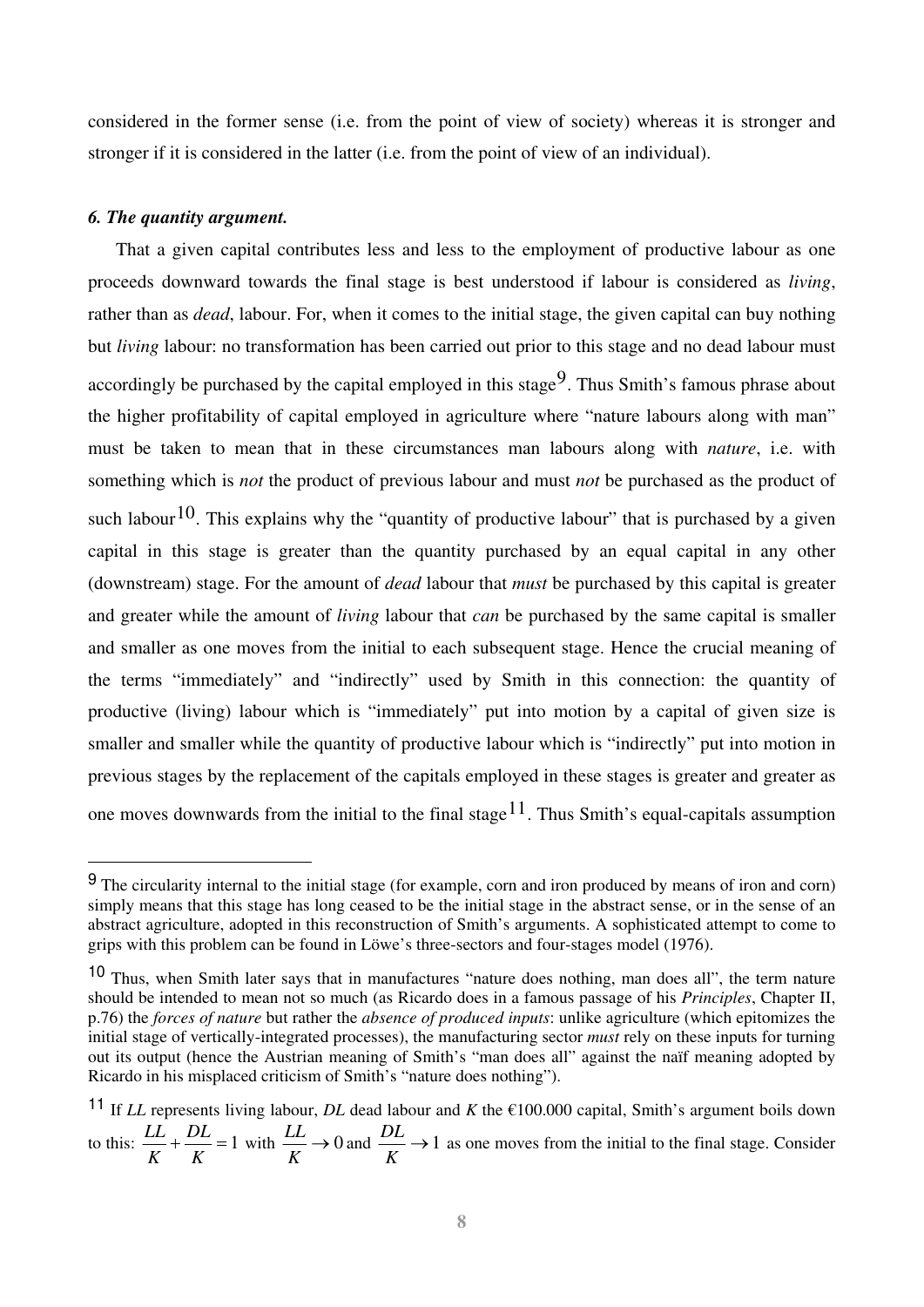considered in the former sense (i.e. from the point of view of society) whereas it is stronger and stronger if it is considered in the latter (i.e. from the point of view of an individual).

### *6. The quantity argument.*

That a given capital contributes less and less to the employment of productive labour as one proceeds downward towards the final stage is best understood if labour is considered as *living*, rather than as *dead*, labour. For, when it comes to the initial stage, the given capital can buy nothing but *living* labour: no transformation has been carried out prior to this stage and no dead labour must accordingly be purchased by the capital employed in this stage[9]. Thus Smith's famous phrase about the higher profitability of capital employed in agriculture where "nature labours along with man" must be taken to mean that in these circumstances man labours along with *nature*, i.e. with something which is *not* the product of previous labour and must *not* be purchased as the product of such labour[10]. This explains why the "quantity of productive labour" that is purchased by a given capital in this stage is greater than the quantity purchased by an equal capital in any other (downstream) stage. For the amount of *dead* labour that *must* be purchased by this capital is greater and greater while the amount of *living* labour that *can* be purchased by the same capital is smaller and smaller as one moves from the initial to each subsequent stage. Hence the crucial meaning of the terms "immediately" and "indirectly" used by Smith in this connection: the quantity of productive (living) labour which is "immediately" put into motion by a capital of given size is smaller and smaller while the quantity of productive labour which is "indirectly" put into motion in previous stages by the replacement of the capitals employed in these stages is greater and greater as one moves downwards from the initial to the final stage[11]. Thus Smith's equal-capitals assumption

---

[9] The circularity internal to the initial stage (for example, corn and iron produced by means of iron and corn) simply means that this stage has long ceased to be the initial stage in the abstract sense, or in the sense of an abstract agriculture, adopted in this reconstruction of Smith's arguments. A sophisticated attempt to come to grips with this problem can be found in Löwe's three-sectors and four-stages model (1976).

[10] Thus, when Smith later says that in manufactures "nature does nothing, man does all", the term nature should be intended to mean not so much (as Ricardo does in a famous passage of his *Principles*, Chapter II, p.76) the *forces of nature* but rather the *absence of produced inputs*: unlike agriculture (which epitomizes the initial stage of vertically-integrated processes), the manufacturing sector *must* rely on these inputs for turning out its output (hence the Austrian meaning of Smith's "man does all" against the naïf meaning adopted by Ricardo in his misplaced criticism of Smith's "nature does nothing").

[11] If *LL* represents living labour, *DL* dead labour and *K* the €100.000 capital, Smith's argument boils down to this: $\frac{LL}{K} + \frac{DL}{K} = 1$ with $\frac{LL}{K} \to 0$ and $\frac{DL}{K} \to 1$ as one moves from the initial to the final stage. Consider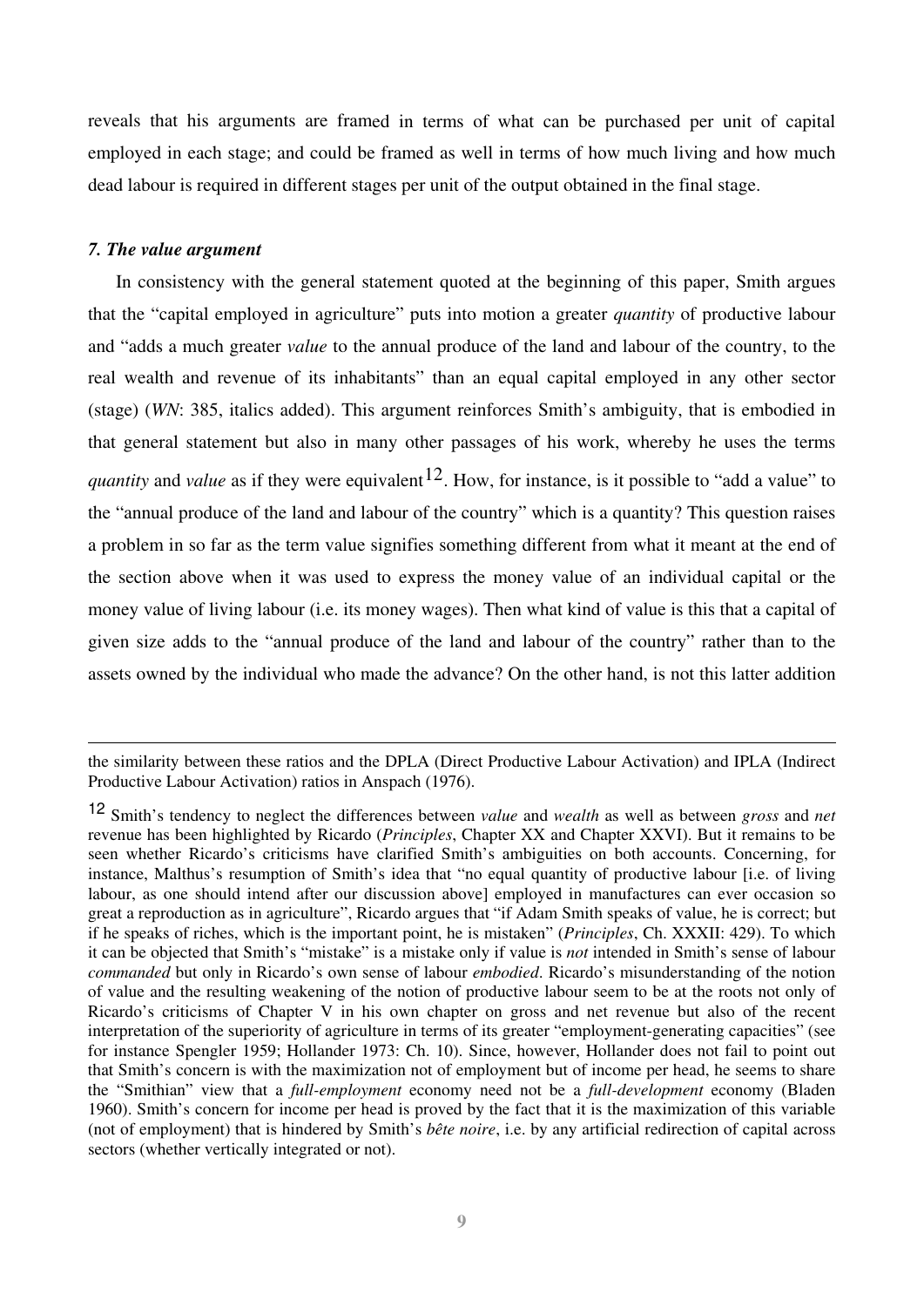reveals that his arguments are framed in terms of what can be purchased per unit of capital employed in each stage; and could be framed as well in terms of how much living and how much dead labour is required in different stages per unit of the output obtained in the final stage.

### *7. The value argument*

In consistency with the general statement quoted at the beginning of this paper, Smith argues that the "capital employed in agriculture" puts into motion a greater *quantity* of productive labour and "adds a much greater *value* to the annual produce of the land and labour of the country, to the real wealth and revenue of its inhabitants" than an equal capital employed in any other sector (stage) (*WN*: 385, italics added). This argument reinforces Smith's ambiguity, that is embodied in that general statement but also in many other passages of his work, whereby he uses the terms *quantity* and *value* as if they were equivalent[12]. How, for instance, is it possible to "add a value" to the "annual produce of the land and labour of the country" which is a quantity? This question raises a problem in so far as the term value signifies something different from what it meant at the end of the section above when it was used to express the money value of an individual capital or the money value of living labour (i.e. its money wages). Then what kind of value is this that a capital of given size adds to the "annual produce of the land and labour of the country" rather than to the assets owned by the individual who made the advance? On the other hand, is not this latter addition

---

the similarity between these ratios and the DPLA (Direct Productive Labour Activation) and IPLA (Indirect Productive Labour Activation) ratios in Anspach (1976).

[12] Smith's tendency to neglect the differences between *value* and *wealth* as well as between *gross* and *net* revenue has been highlighted by Ricardo (*Principles*, Chapter XX and Chapter XXVI). But it remains to be seen whether Ricardo's criticisms have clarified Smith's ambiguities on both accounts. Concerning, for instance, Malthus's resumption of Smith's idea that "no equal quantity of productive labour [i.e. of living labour, as one should intend after our discussion above] employed in manufactures can ever occasion so great a reproduction as in agriculture", Ricardo argues that "if Adam Smith speaks of value, he is correct; but if he speaks of riches, which is the important point, he is mistaken" (*Principles*, Ch. XXXII: 429). To which it can be objected that Smith's "mistake" is a mistake only if value is *not* intended in Smith's sense of labour *commanded* but only in Ricardo's own sense of labour *embodied*. Ricardo's misunderstanding of the notion of value and the resulting weakening of the notion of productive labour seem to be at the roots not only of Ricardo's criticisms of Chapter V in his own chapter on gross and net revenue but also of the recent interpretation of the superiority of agriculture in terms of its greater "employment-generating capacities" (see for instance Spengler 1959; Hollander 1973: Ch. 10). Since, however, Hollander does not fail to point out that Smith's concern is with the maximization not of employment but of income per head, he seems to share the "Smithian" view that a *full-employment* economy need not be a *full-development* economy (Bladen 1960). Smith's concern for income per head is proved by the fact that it is the maximization of this variable (not of employment) that is hindered by Smith's *bête noire*, i.e. by any artificial redirection of capital across sectors (whether vertically integrated or not).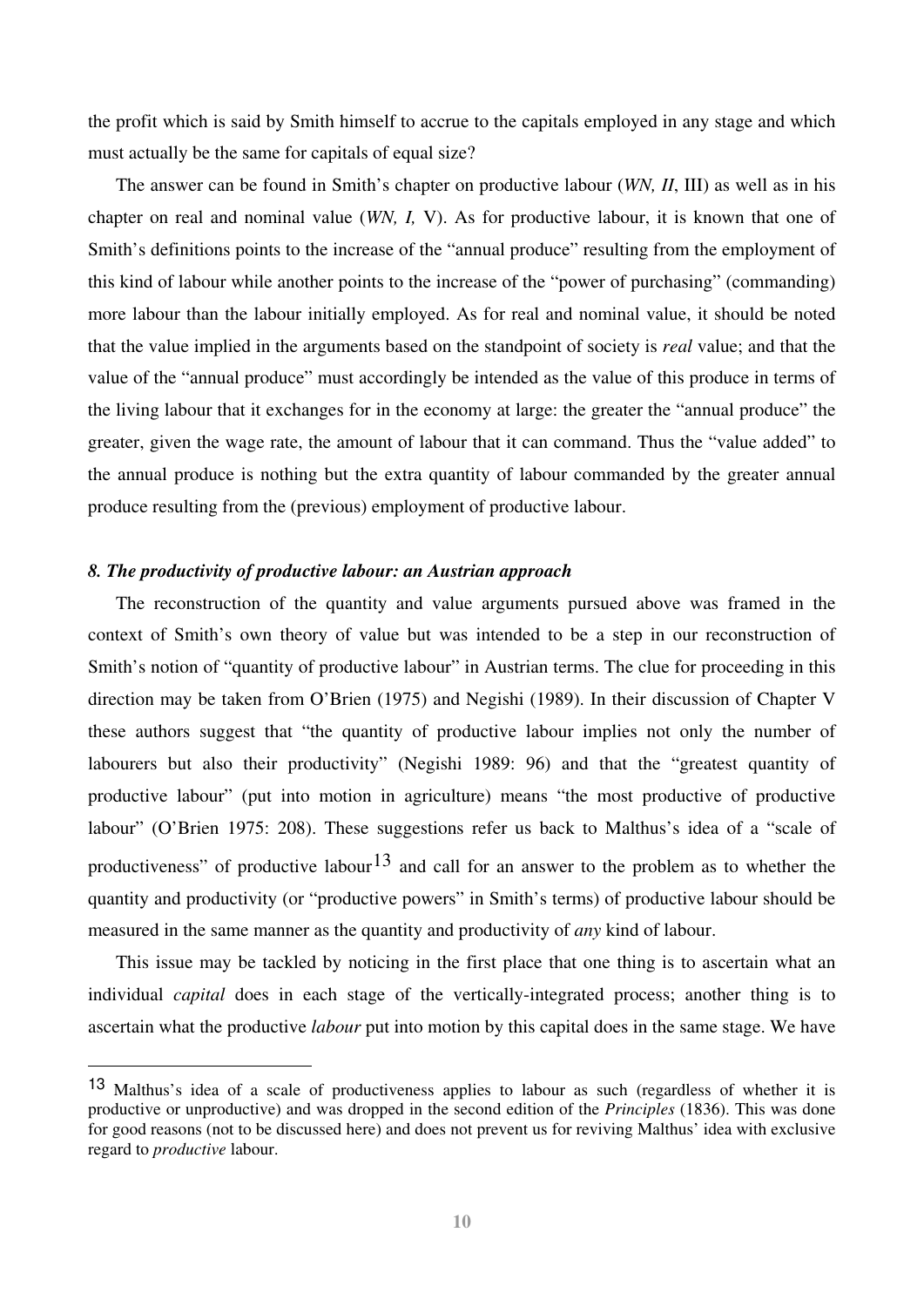the profit which is said by Smith himself to accrue to the capitals employed in any stage and which must actually be the same for capitals of equal size?

The answer can be found in Smith's chapter on productive labour (*WN, II*, III) as well as in his chapter on real and nominal value (*WN, I,* V). As for productive labour, it is known that one of Smith's definitions points to the increase of the "annual produce" resulting from the employment of this kind of labour while another points to the increase of the "power of purchasing" (commanding) more labour than the labour initially employed. As for real and nominal value, it should be noted that the value implied in the arguments based on the standpoint of society is *real* value; and that the value of the "annual produce" must accordingly be intended as the value of this produce in terms of the living labour that it exchanges for in the economy at large: the greater the "annual produce" the greater, given the wage rate, the amount of labour that it can command. Thus the "value added" to the annual produce is nothing but the extra quantity of labour commanded by the greater annual produce resulting from the (previous) employment of productive labour.

### *8. The productivity of productive labour: an Austrian approach*

The reconstruction of the quantity and value arguments pursued above was framed in the context of Smith's own theory of value but was intended to be a step in our reconstruction of Smith's notion of "quantity of productive labour" in Austrian terms. The clue for proceeding in this direction may be taken from O'Brien (1975) and Negishi (1989). In their discussion of Chapter V these authors suggest that "the quantity of productive labour implies not only the number of labourers but also their productivity" (Negishi 1989: 96) and that the "greatest quantity of productive labour" (put into motion in agriculture) means "the most productive of productive labour" (O'Brien 1975: 208). These suggestions refer us back to Malthus's idea of a "scale of productiveness" of productive labour[13] and call for an answer to the problem as to whether the quantity and productivity (or "productive powers" in Smith's terms) of productive labour should be measured in the same manner as the quantity and productivity of *any* kind of labour.

This issue may be tackled by noticing in the first place that one thing is to ascertain what an individual *capital* does in each stage of the vertically-integrated process; another thing is to ascertain what the productive *labour* put into motion by this capital does in the same stage. We have

---

[13] Malthus's idea of a scale of productiveness applies to labour as such (regardless of whether it is productive or unproductive) and was dropped in the second edition of the *Principles* (1836). This was done for good reasons (not to be discussed here) and does not prevent us for reviving Malthus' idea with exclusive regard to *productive* labour.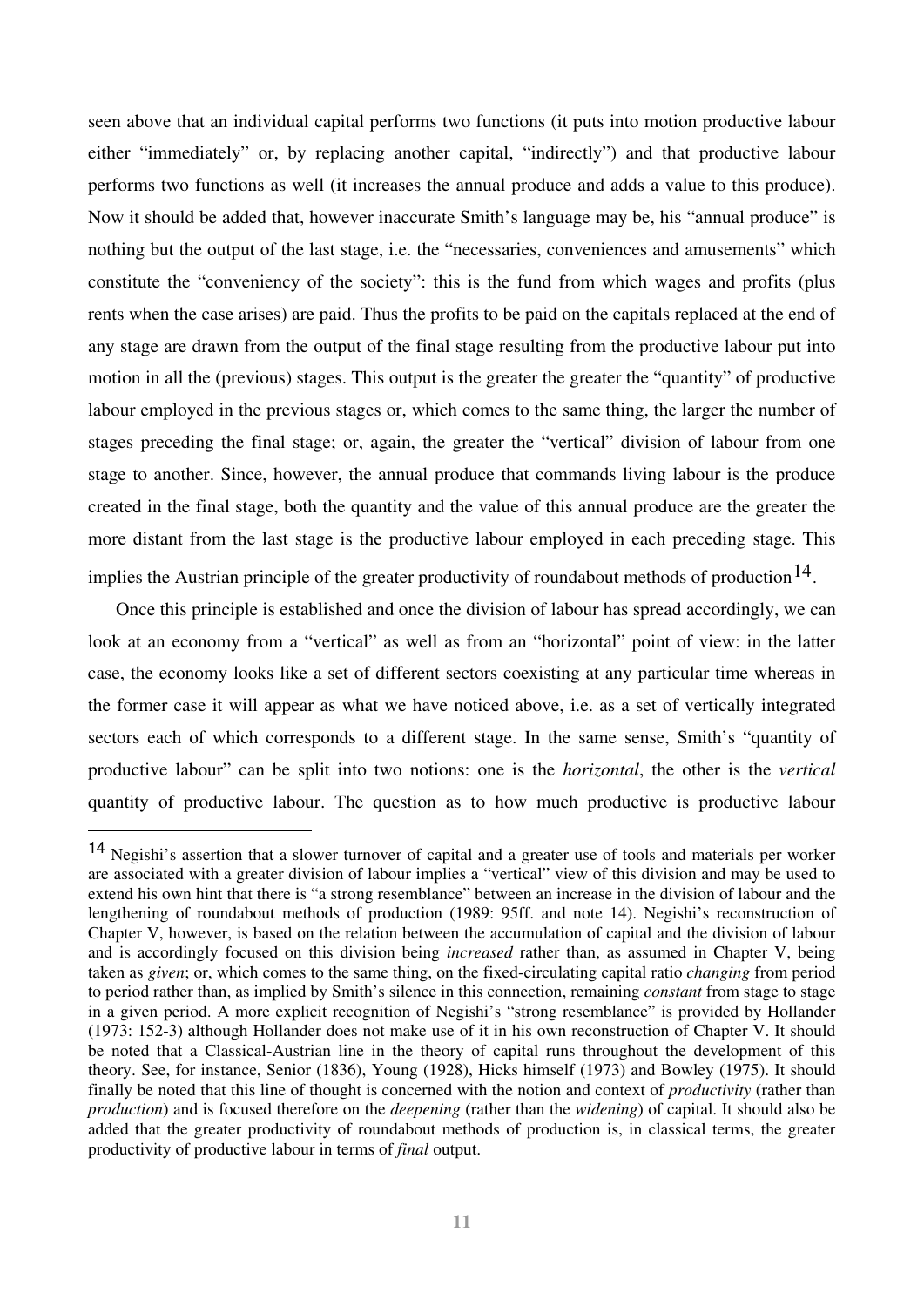seen above that an individual capital performs two functions (it puts into motion productive labour either "immediately" or, by replacing another capital, "indirectly") and that productive labour performs two functions as well (it increases the annual produce and adds a value to this produce). Now it should be added that, however inaccurate Smith's language may be, his "annual produce" is nothing but the output of the last stage, i.e. the "necessaries, conveniences and amusements" which constitute the "conveniency of the society": this is the fund from which wages and profits (plus rents when the case arises) are paid. Thus the profits to be paid on the capitals replaced at the end of any stage are drawn from the output of the final stage resulting from the productive labour put into motion in all the (previous) stages. This output is the greater the greater the "quantity" of productive labour employed in the previous stages or, which comes to the same thing, the larger the number of stages preceding the final stage; or, again, the greater the "vertical" division of labour from one stage to another. Since, however, the annual produce that commands living labour is the produce created in the final stage, both the quantity and the value of this annual produce are the greater the more distant from the last stage is the productive labour employed in each preceding stage. This implies the Austrian principle of the greater productivity of roundabout methods of production[14].

Once this principle is established and once the division of labour has spread accordingly, we can look at an economy from a "vertical" as well as from an "horizontal" point of view: in the latter case, the economy looks like a set of different sectors coexisting at any particular time whereas in the former case it will appear as what we have noticed above, i.e. as a set of vertically integrated sectors each of which corresponds to a different stage. In the same sense, Smith's "quantity of productive labour" can be split into two notions: one is the *horizontal*, the other is the *vertical* quantity of productive labour. The question as to how much productive is productive labour

[14] Negishi's assertion that a slower turnover of capital and a greater use of tools and materials per worker are associated with a greater division of labour implies a "vertical" view of this division and may be used to extend his own hint that there is "a strong resemblance" between an increase in the division of labour and the lengthening of roundabout methods of production (1989: 95ff. and note 14). Negishi's reconstruction of Chapter V, however, is based on the relation between the accumulation of capital and the division of labour and is accordingly focused on this division being *increased* rather than, as assumed in Chapter V, being taken as *given*; or, which comes to the same thing, on the fixed-circulating capital ratio *changing* from period to period rather than, as implied by Smith's silence in this connection, remaining *constant* from stage to stage in a given period. A more explicit recognition of Negishi's "strong resemblance" is provided by Hollander (1973: 152-3) although Hollander does not make use of it in his own reconstruction of Chapter V. It should be noted that a Classical-Austrian line in the theory of capital runs throughout the development of this theory. See, for instance, Senior (1836), Young (1928), Hicks himself (1973) and Bowley (1975). It should finally be noted that this line of thought is concerned with the notion and context of *productivity* (rather than *production*) and is focused therefore on the *deepening* (rather than the *widening*) of capital. It should also be added that the greater productivity of roundabout methods of production is, in classical terms, the greater productivity of productive labour in terms of *final* output.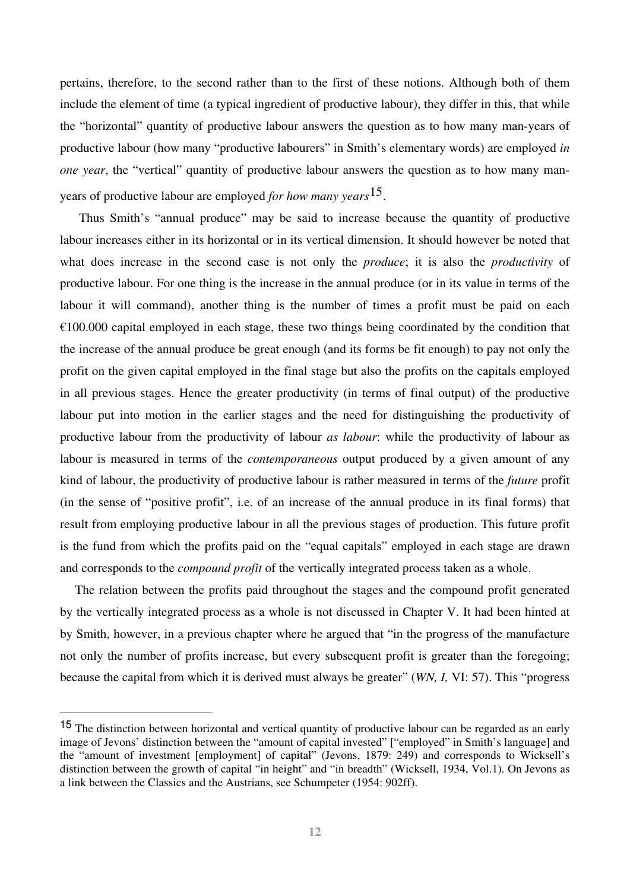pertains, therefore, to the second rather than to the first of these notions. Although both of them include the element of time (a typical ingredient of productive labour), they differ in this, that while the "horizontal" quantity of productive labour answers the question as to how many man-years of productive labour (how many "productive labourers" in Smith's elementary words) are employed *in one year*, the "vertical" quantity of productive labour answers the question as to how many man-years of productive labour are employed *for how many years*[15].

Thus Smith's "annual produce" may be said to increase because the quantity of productive labour increases either in its horizontal or in its vertical dimension. It should however be noted that what does increase in the second case is not only the *produce*; it is also the *productivity* of productive labour. For one thing is the increase in the annual produce (or in its value in terms of the labour it will command), another thing is the number of times a profit must be paid on each €100.000 capital employed in each stage, these two things being coordinated by the condition that the increase of the annual produce be great enough (and its forms be fit enough) to pay not only the profit on the given capital employed in the final stage but also the profits on the capitals employed in all previous stages. Hence the greater productivity (in terms of final output) of the productive labour put into motion in the earlier stages and the need for distinguishing the productivity of productive labour from the productivity of labour *as labour*: while the productivity of labour as labour is measured in terms of the *contemporaneous* output produced by a given amount of any kind of labour, the productivity of productive labour is rather measured in terms of the *future* profit (in the sense of "positive profit", i.e. of an increase of the annual produce in its final forms) that result from employing productive labour in all the previous stages of production. This future profit is the fund from which the profits paid on the "equal capitals" employed in each stage are drawn and corresponds to the *compound profit* of the vertically integrated process taken as a whole.

The relation between the profits paid throughout the stages and the compound profit generated by the vertically integrated process as a whole is not discussed in Chapter V. It had been hinted at by Smith, however, in a previous chapter where he argued that "in the progress of the manufacture not only the number of profits increase, but every subsequent profit is greater than the foregoing; because the capital from which it is derived must always be greater" (*WN, I,* VI: 57). This "progress

---

[15] The distinction between horizontal and vertical quantity of productive labour can be regarded as an early image of Jevons' distinction between the "amount of capital invested" ["employed" in Smith's language] and the "amount of investment [employment] of capital" (Jevons, 1879: 249) and corresponds to Wicksell's distinction between the growth of capital "in height" and "in breadth" (Wicksell, 1934, Vol.1). On Jevons as a link between the Classics and the Austrians, see Schumpeter (1954: 902ff).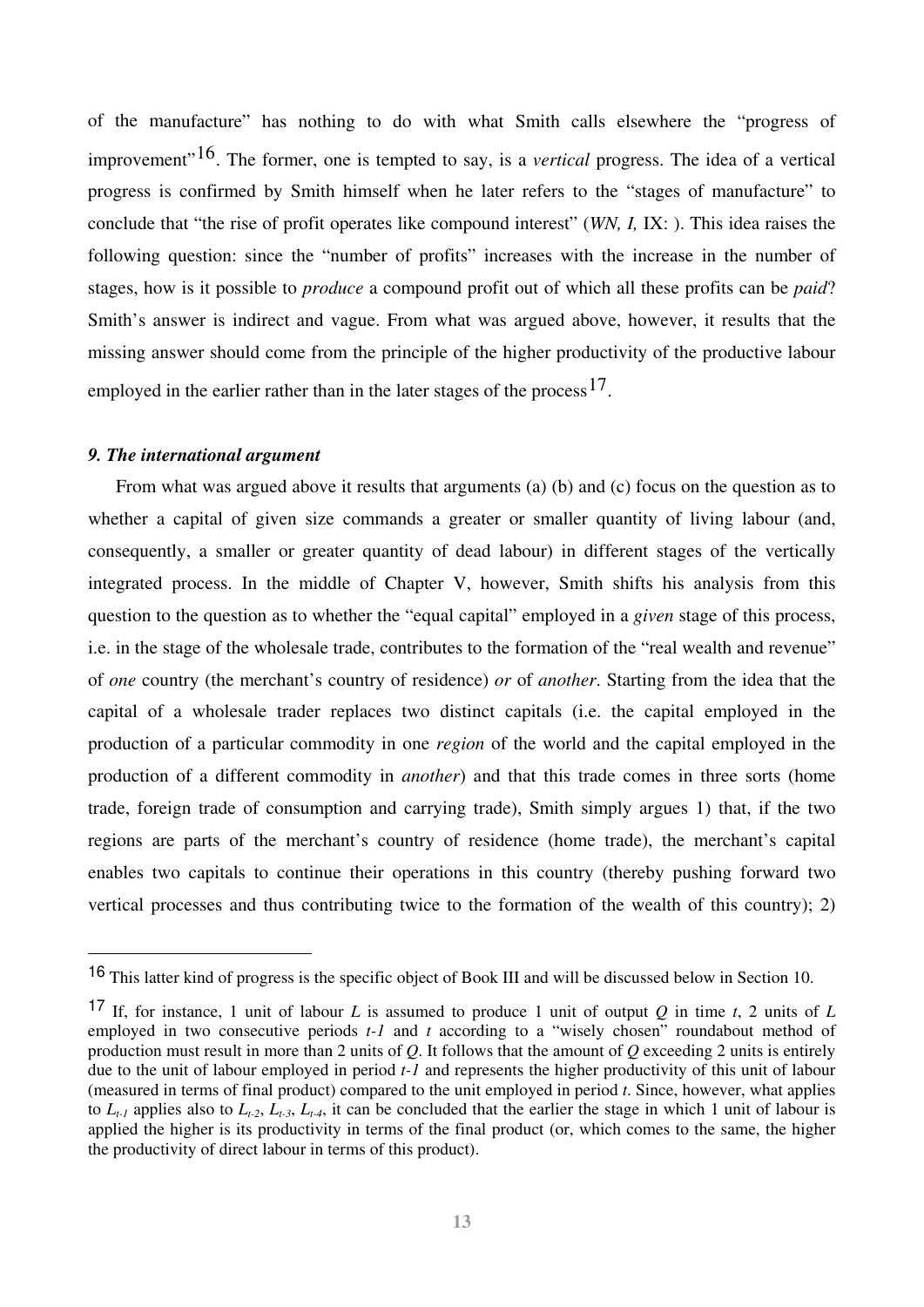of the manufacture" has nothing to do with what Smith calls elsewhere the "progress of improvement"[16]. The former, one is tempted to say, is a *vertical* progress. The idea of a vertical progress is confirmed by Smith himself when he later refers to the "stages of manufacture" to conclude that "the rise of profit operates like compound interest" (*WN, I,* IX: ). This idea raises the following question: since the "number of profits" increases with the increase in the number of stages, how is it possible to *produce* a compound profit out of which all these profits can be *paid*? Smith's answer is indirect and vague. From what was argued above, however, it results that the missing answer should come from the principle of the higher productivity of the productive labour employed in the earlier rather than in the later stages of the process[17].

### *9. The international argument*

From what was argued above it results that arguments (a) (b) and (c) focus on the question as to whether a capital of given size commands a greater or smaller quantity of living labour (and, consequently, a smaller or greater quantity of dead labour) in different stages of the vertically integrated process. In the middle of Chapter V, however, Smith shifts his analysis from this question to the question as to whether the "equal capital" employed in a *given* stage of this process, i.e. in the stage of the wholesale trade, contributes to the formation of the "real wealth and revenue" of *one* country (the merchant's country of residence) *or* of *another*. Starting from the idea that the capital of a wholesale trader replaces two distinct capitals (i.e. the capital employed in the production of a particular commodity in one *region* of the world and the capital employed in the production of a different commodity in *another*) and that this trade comes in three sorts (home trade, foreign trade of consumption and carrying trade), Smith simply argues 1) that, if the two regions are parts of the merchant's country of residence (home trade), the merchant's capital enables two capitals to continue their operations in this country (thereby pushing forward two vertical processes and thus contributing twice to the formation of the wealth of this country); 2)

---

[16] This latter kind of progress is the specific object of Book III and will be discussed below in Section 10.

[17] If, for instance, 1 unit of labour $L$ is assumed to produce 1 unit of output $Q$ in time $t$, 2 units of $L$ employed in two consecutive periods $t\text{-}1$ and $t$ according to a "wisely chosen" roundabout method of production must result in more than 2 units of $Q$. It follows that the amount of $Q$ exceeding 2 units is entirely due to the unit of labour employed in period $t\text{-}1$ and represents the higher productivity of this unit of labour (measured in terms of final product) compared to the unit employed in period $t$. Since, however, what applies to $L_{t-1}$ applies also to $L_{t-2}$, $L_{t-3}$, $L_{t-4}$, it can be concluded that the earlier the stage in which 1 unit of labour is applied the higher is its productivity in terms of the final product (or, which comes to the same, the higher the productivity of direct labour in terms of this product).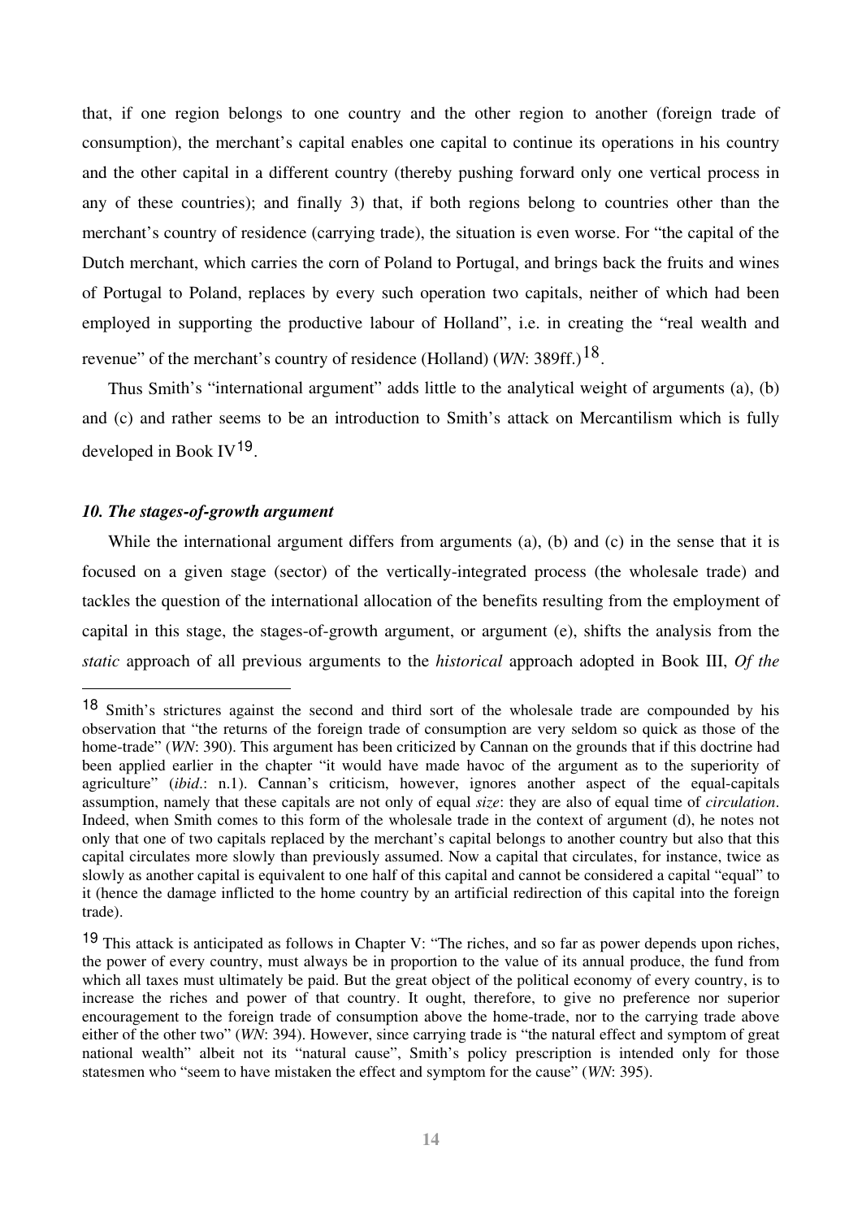that, if one region belongs to one country and the other region to another (foreign trade of consumption), the merchant's capital enables one capital to continue its operations in his country and the other capital in a different country (thereby pushing forward only one vertical process in any of these countries); and finally 3) that, if both regions belong to countries other than the merchant's country of residence (carrying trade), the situation is even worse. For "the capital of the Dutch merchant, which carries the corn of Poland to Portugal, and brings back the fruits and wines of Portugal to Poland, replaces by every such operation two capitals, neither of which had been employed in supporting the productive labour of Holland", i.e. in creating the "real wealth and revenue" of the merchant's country of residence (Holland) (*WN*: 389ff.)[18].

Thus Smith's "international argument" adds little to the analytical weight of arguments (a), (b) and (c) and rather seems to be an introduction to Smith's attack on Mercantilism which is fully developed in Book IV[19].

### *10. The stages-of-growth argument*

While the international argument differs from arguments (a), (b) and (c) in the sense that it is focused on a given stage (sector) of the vertically-integrated process (the wholesale trade) and tackles the question of the international allocation of the benefits resulting from the employment of capital in this stage, the stages-of-growth argument, or argument (e), shifts the analysis from the *static* approach of all previous arguments to the *historical* approach adopted in Book III, *Of the*

---

[18] Smith's strictures against the second and third sort of the wholesale trade are compounded by his observation that "the returns of the foreign trade of consumption are very seldom so quick as those of the home-trade" (*WN*: 390). This argument has been criticized by Cannan on the grounds that if this doctrine had been applied earlier in the chapter "it would have made havoc of the argument as to the superiority of agriculture" (*ibid*.: n.1). Cannan's criticism, however, ignores another aspect of the equal-capitals assumption, namely that these capitals are not only of equal *size*: they are also of equal time of *circulation*. Indeed, when Smith comes to this form of the wholesale trade in the context of argument (d), he notes not only that one of two capitals replaced by the merchant's capital belongs to another country but also that this capital circulates more slowly than previously assumed. Now a capital that circulates, for instance, twice as slowly as another capital is equivalent to one half of this capital and cannot be considered a capital "equal" to it (hence the damage inflicted to the home country by an artificial redirection of this capital into the foreign trade).

[19] This attack is anticipated as follows in Chapter V: "The riches, and so far as power depends upon riches, the power of every country, must always be in proportion to the value of its annual produce, the fund from which all taxes must ultimately be paid. But the great object of the political economy of every country, is to increase the riches and power of that country. It ought, therefore, to give no preference nor superior encouragement to the foreign trade of consumption above the home-trade, nor to the carrying trade above either of the other two" (*WN*: 394). However, since carrying trade is "the natural effect and symptom of great national wealth" albeit not its "natural cause", Smith's policy prescription is intended only for those statesmen who "seem to have mistaken the effect and symptom for the cause" (*WN*: 395).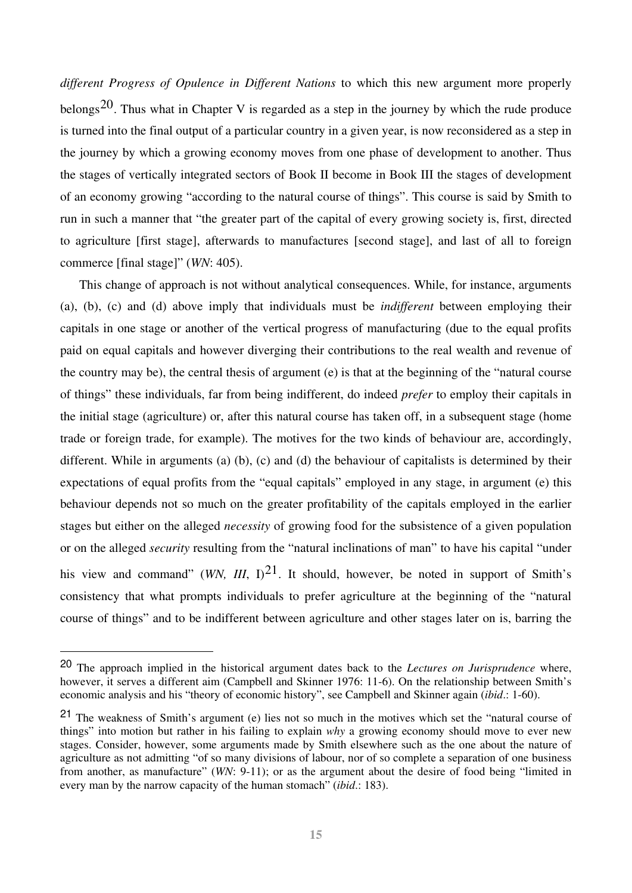*different Progress of Opulence in Different Nations* to which this new argument more properly belongs[20]. Thus what in Chapter V is regarded as a step in the journey by which the rude produce is turned into the final output of a particular country in a given year, is now reconsidered as a step in the journey by which a growing economy moves from one phase of development to another. Thus the stages of vertically integrated sectors of Book II become in Book III the stages of development of an economy growing "according to the natural course of things". This course is said by Smith to run in such a manner that "the greater part of the capital of every growing society is, first, directed to agriculture [first stage], afterwards to manufactures [second stage], and last of all to foreign commerce [final stage]" (*WN*: 405).

This change of approach is not without analytical consequences. While, for instance, arguments (a), (b), (c) and (d) above imply that individuals must be *indifferent* between employing their capitals in one stage or another of the vertical progress of manufacturing (due to the equal profits paid on equal capitals and however diverging their contributions to the real wealth and revenue of the country may be), the central thesis of argument (e) is that at the beginning of the "natural course of things" these individuals, far from being indifferent, do indeed *prefer* to employ their capitals in the initial stage (agriculture) or, after this natural course has taken off, in a subsequent stage (home trade or foreign trade, for example). The motives for the two kinds of behaviour are, accordingly, different. While in arguments (a) (b), (c) and (d) the behaviour of capitalists is determined by their expectations of equal profits from the "equal capitals" employed in any stage, in argument (e) this behaviour depends not so much on the greater profitability of the capitals employed in the earlier stages but either on the alleged *necessity* of growing food for the subsistence of a given population or on the alleged *security* resulting from the "natural inclinations of man" to have his capital "under his view and command" (*WN, III*, I)[21]. It should, however, be noted in support of Smith's consistency that what prompts individuals to prefer agriculture at the beginning of the "natural course of things" and to be indifferent between agriculture and other stages later on is, barring the

[20] The approach implied in the historical argument dates back to the *Lectures on Jurisprudence* where, however, it serves a different aim (Campbell and Skinner 1976: 11-6). On the relationship between Smith's economic analysis and his "theory of economic history", see Campbell and Skinner again (*ibid*.: 1-60).

[21] The weakness of Smith's argument (e) lies not so much in the motives which set the "natural course of things" into motion but rather in his failing to explain *why* a growing economy should move to ever new stages. Consider, however, some arguments made by Smith elsewhere such as the one about the nature of agriculture as not admitting "of so many divisions of labour, nor of so complete a separation of one business from another, as manufacture" (*WN*: 9-11); or as the argument about the desire of food being "limited in every man by the narrow capacity of the human stomach" (*ibid*.: 183).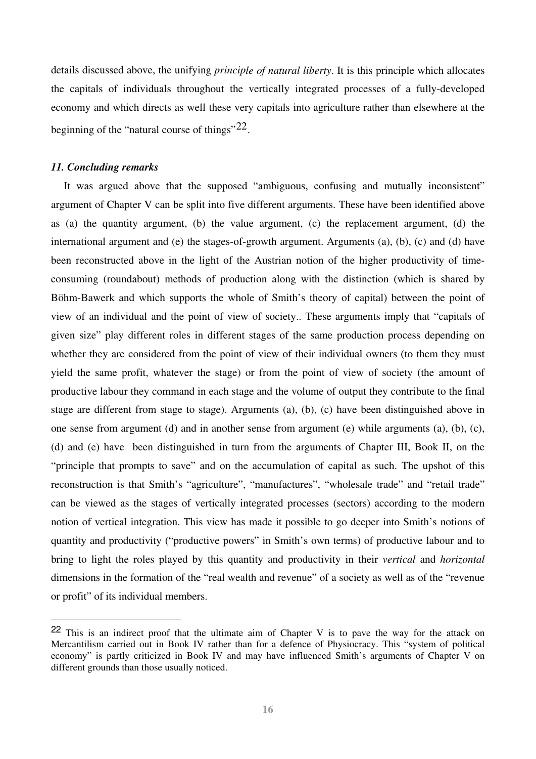details discussed above, the unifying *principle of natural liberty*. It is this principle which allocates the capitals of individuals throughout the vertically integrated processes of a fully-developed economy and which directs as well these very capitals into agriculture rather than elsewhere at the beginning of the "natural course of things"[22].

### *11. Concluding remarks*

It was argued above that the supposed "ambiguous, confusing and mutually inconsistent" argument of Chapter V can be split into five different arguments. These have been identified above as (a) the quantity argument, (b) the value argument, (c) the replacement argument, (d) the international argument and (e) the stages-of-growth argument. Arguments (a), (b), (c) and (d) have been reconstructed above in the light of the Austrian notion of the higher productivity of time-consuming (roundabout) methods of production along with the distinction (which is shared by Böhm-Bawerk and which supports the whole of Smith's theory of capital) between the point of view of an individual and the point of view of society.. These arguments imply that "capitals of given size" play different roles in different stages of the same production process depending on whether they are considered from the point of view of their individual owners (to them they must yield the same profit, whatever the stage) or from the point of view of society (the amount of productive labour they command in each stage and the volume of output they contribute to the final stage are different from stage to stage). Arguments (a), (b), (c) have been distinguished above in one sense from argument (d) and in another sense from argument (e) while arguments (a), (b), (c), (d) and (e) have been distinguished in turn from the arguments of Chapter III, Book II, on the "principle that prompts to save" and on the accumulation of capital as such. The upshot of this reconstruction is that Smith's "agriculture", "manufactures", "wholesale trade" and "retail trade" can be viewed as the stages of vertically integrated processes (sectors) according to the modern notion of vertical integration. This view has made it possible to go deeper into Smith's notions of quantity and productivity ("productive powers" in Smith's own terms) of productive labour and to bring to light the roles played by this quantity and productivity in their *vertical* and *horizontal* dimensions in the formation of the "real wealth and revenue" of a society as well as of the "revenue or profit" of its individual members.

---

[22] This is an indirect proof that the ultimate aim of Chapter V is to pave the way for the attack on Mercantilism carried out in Book IV rather than for a defence of Physiocracy. This "system of political economy" is partly criticized in Book IV and may have influenced Smith's arguments of Chapter V on different grounds than those usually noticed.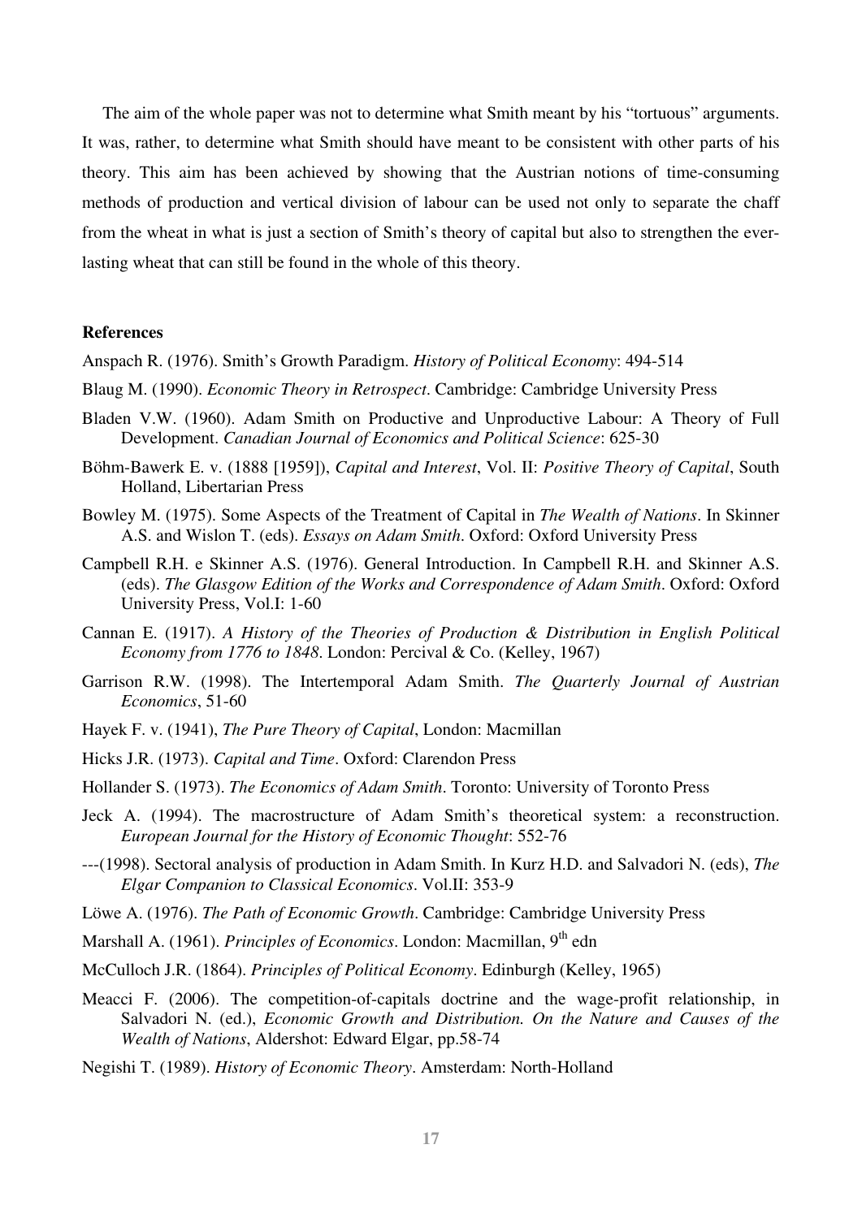The aim of the whole paper was not to determine what Smith meant by his "tortuous" arguments. It was, rather, to determine what Smith should have meant to be consistent with other parts of his theory. This aim has been achieved by showing that the Austrian notions of time-consuming methods of production and vertical division of labour can be used not only to separate the chaff from the wheat in what is just a section of Smith's theory of capital but also to strengthen the ever-lasting wheat that can still be found in the whole of this theory.

**References**

Anspach R. (1976). Smith's Growth Paradigm. *History of Political Economy*: 494-514

Blaug M. (1990). *Economic Theory in Retrospect*. Cambridge: Cambridge University Press

Bladen V.W. (1960). Adam Smith on Productive and Unproductive Labour: A Theory of Full Development. *Canadian Journal of Economics and Political Science*: 625-30

Böhm-Bawerk E. v. (1888 [1959]), *Capital and Interest*, Vol. II: *Positive Theory of Capital*, South Holland, Libertarian Press

Bowley M. (1975). Some Aspects of the Treatment of Capital in *The Wealth of Nations*. In Skinner A.S. and Wislon T. (eds). *Essays on Adam Smith*. Oxford: Oxford University Press

Campbell R.H. e Skinner A.S. (1976). General Introduction. In Campbell R.H. and Skinner A.S. (eds). *The Glasgow Edition of the Works and Correspondence of Adam Smith*. Oxford: Oxford University Press, Vol.I: 1-60

Cannan E. (1917). *A History of the Theories of Production & Distribution in English Political Economy from 1776 to 1848*. London: Percival & Co. (Kelley, 1967)

Garrison R.W. (1998). The Intertemporal Adam Smith. *The Quarterly Journal of Austrian Economics*, 51-60

Hayek F. v. (1941), *The Pure Theory of Capital*, London: Macmillan

Hicks J.R. (1973). *Capital and Time*. Oxford: Clarendon Press

Hollander S. (1973). *The Economics of Adam Smith*. Toronto: University of Toronto Press

Jeck A. (1994). The macrostructure of Adam Smith's theoretical system: a reconstruction. *European Journal for the History of Economic Thought*: 552-76

---(1998). Sectoral analysis of production in Adam Smith. In Kurz H.D. and Salvadori N. (eds), *The Elgar Companion to Classical Economics*. Vol.II: 353-9

Löwe A. (1976). *The Path of Economic Growth*. Cambridge: Cambridge University Press

Marshall A. (1961). *Principles of Economics*. London: Macmillan, 9th edn

McCulloch J.R. (1864). *Principles of Political Economy*. Edinburgh (Kelley, 1965)

Meacci F. (2006). The competition-of-capitals doctrine and the wage-profit relationship, in Salvadori N. (ed.), *Economic Growth and Distribution. On the Nature and Causes of the Wealth of Nations*, Aldershot: Edward Elgar, pp.58-74

Negishi T. (1989). *History of Economic Theory*. Amsterdam: North-Holland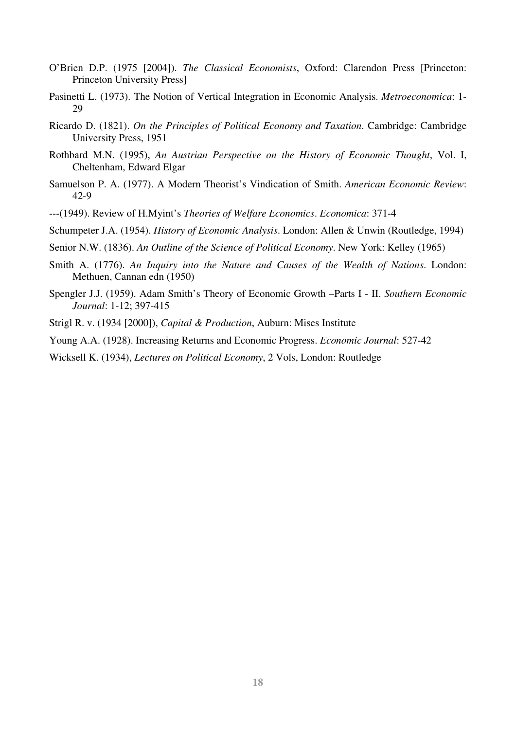O'Brien D.P. (1975 [2004]). *The Classical Economists*, Oxford: Clarendon Press [Princeton: Princeton University Press]

Pasinetti L. (1973). The Notion of Vertical Integration in Economic Analysis. *Metroeconomica*: 1-29

Ricardo D. (1821). *On the Principles of Political Economy and Taxation*. Cambridge: Cambridge University Press, 1951

Rothbard M.N. (1995), *An Austrian Perspective on the History of Economic Thought*, Vol. I, Cheltenham, Edward Elgar

Samuelson P. A. (1977). A Modern Theorist's Vindication of Smith. *American Economic Review*: 42-9

---(1949). Review of H.Myint's *Theories of Welfare Economics*. *Economica*: 371-4

Schumpeter J.A. (1954). *History of Economic Analysis*. London: Allen & Unwin (Routledge, 1994)

Senior N.W. (1836). *An Outline of the Science of Political Economy*. New York: Kelley (1965)

Smith A. (1776). *An Inquiry into the Nature and Causes of the Wealth of Nations*. London: Methuen, Cannan edn (1950)

Spengler J.J. (1959). Adam Smith's Theory of Economic Growth –Parts I - II. *Southern Economic Journal*: 1-12; 397-415

Strigl R. v. (1934 [2000]), *Capital & Production*, Auburn: Mises Institute

Young A.A. (1928). Increasing Returns and Economic Progress. *Economic Journal*: 527-42

Wicksell K. (1934), *Lectures on Political Economy*, 2 Vols, London: Routledge